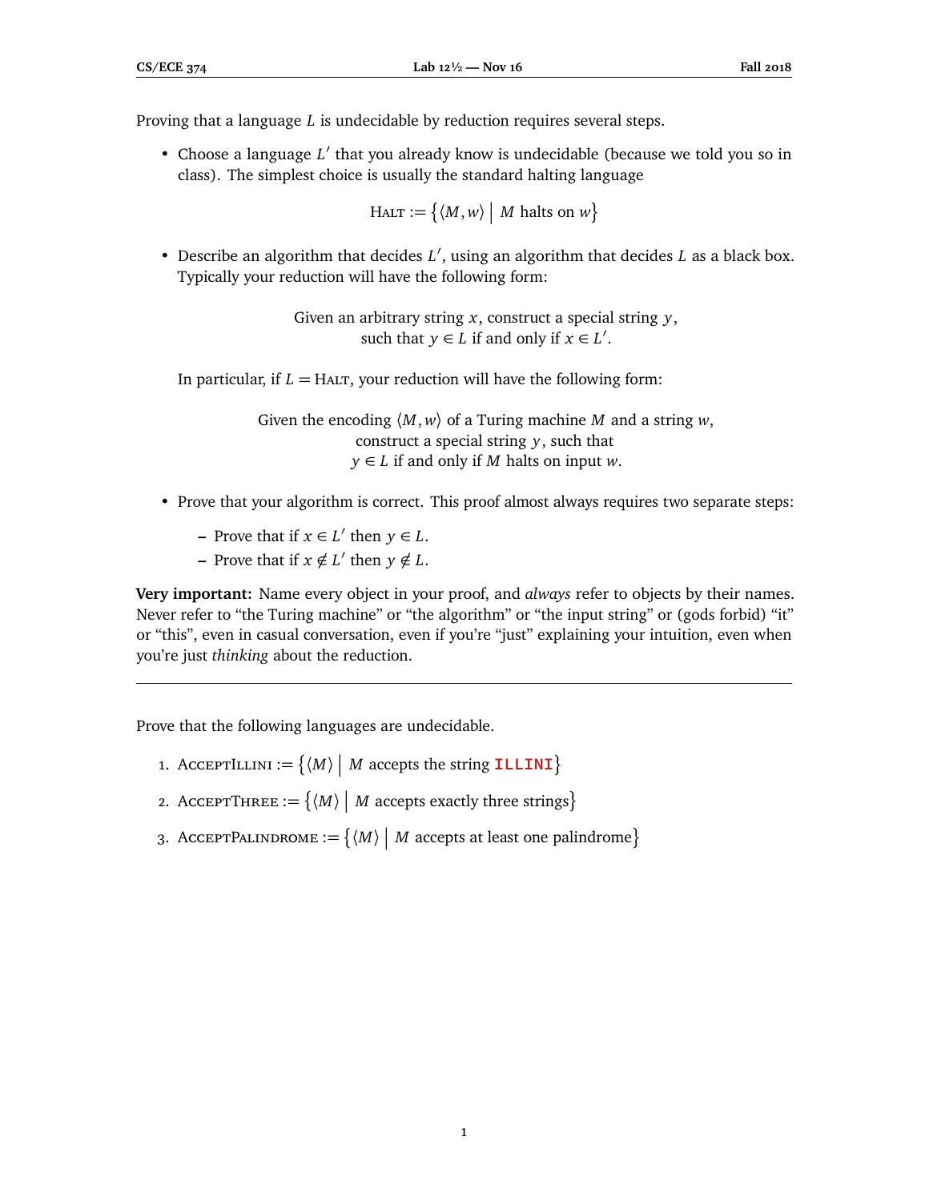Proving that a language $L$ is undecidable by reduction requires several steps.

- Choose a language $L'$ that you already know is undecidable (because we told you so in class). The simplest choice is usually the standard halting language

$$\text{HALT} := \{\langle M, w\rangle \mid M \text{ halts on } w\}$$

- Describe an algorithm that decides $L'$, using an algorithm that decides $L$ as a black box. Typically your reduction will have the following form:

  Given an arbitrary string $x$, construct a special string $y$,
  such that $y \in L$ if and only if $x \in L'$.

  In particular, if $L = \text{HALT}$, your reduction will have the following form:

  Given the encoding $\langle M, w\rangle$ of a Turing machine $M$ and a string $w$,
  construct a special string $y$, such that
  $y \in L$ if and only if $M$ halts on input $w$.

- Prove that your algorithm is correct. This proof almost always requires two separate steps:
  - Prove that if $x \in L'$ then $y \in L$.
  - Prove that if $x \notin L'$ then $y \notin L$.

**Very important:** Name every object in your proof, and *always* refer to objects by their names. Never refer to "the Turing machine" or "the algorithm" or "the input string" or (gods forbid) "it" or "this", even in casual conversation, even if you're "just" explaining your intuition, even when you're just *thinking* about the reduction.

---

Prove that the following languages are undecidable.

1. $\text{ACCEPTILLINI} := \{\langle M\rangle \mid M \text{ accepts the string } \texttt{ILLINI}\}$
2. $\text{ACCEPTTHREE} := \{\langle M\rangle \mid M \text{ accepts exactly three strings}\}$
3. $\text{ACCEPTPALINDROME} := \{\langle M\rangle \mid M \text{ accepts at least one palindrome}\}$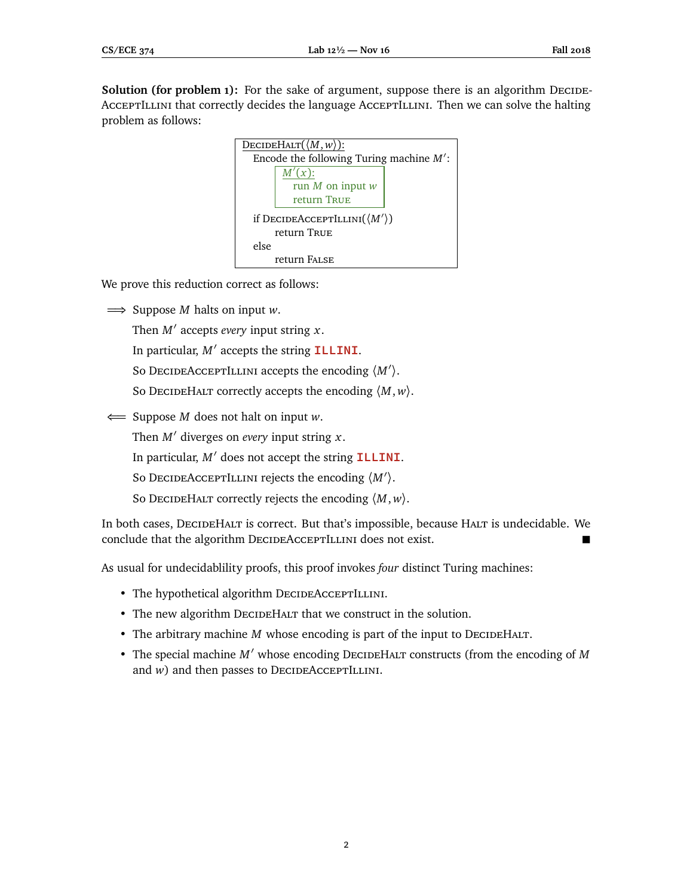**Solution (for problem 1):** For the sake of argument, suppose there is an algorithm DecideAcceptIllini that correctly decides the language AcceptIllini. Then we can solve the halting problem as follows:

```
DecideHalt(⟨M, w⟩):
  Encode the following Turing machine M′:
      M′(x):
        run M on input w
        return True
  if DecideAcceptIllini(⟨M′⟩)
      return True
  else
      return False
```

We prove this reduction correct as follows:

$\Longrightarrow$ Suppose $M$ halts on input $w$.

Then $M'$ accepts *every* input string $x$.

In particular, $M'$ accepts the string **ILLINI**.

So DecideAcceptIllini accepts the encoding $\langle M' \rangle$.

So DecideHalt correctly accepts the encoding $\langle M, w \rangle$.

$\Longleftarrow$ Suppose $M$ does not halt on input $w$.

Then $M'$ diverges on *every* input string $x$.

In particular, $M'$ does not accept the string **ILLINI**.

So DecideAcceptIllini rejects the encoding $\langle M' \rangle$.

So DecideHalt correctly rejects the encoding $\langle M, w \rangle$.

In both cases, DecideHalt is correct. But that's impossible, because Halt is undecidable. We conclude that the algorithm DecideAcceptIllini does not exist. ∎

As usual for undecidablility proofs, this proof invokes *four* distinct Turing machines:

- The hypothetical algorithm DecideAcceptIllini.
- The new algorithm DecideHalt that we construct in the solution.
- The arbitrary machine $M$ whose encoding is part of the input to DecideHalt.
- The special machine $M'$ whose encoding DecideHalt constructs (from the encoding of $M$ and $w$) and then passes to DecideAcceptIllini.